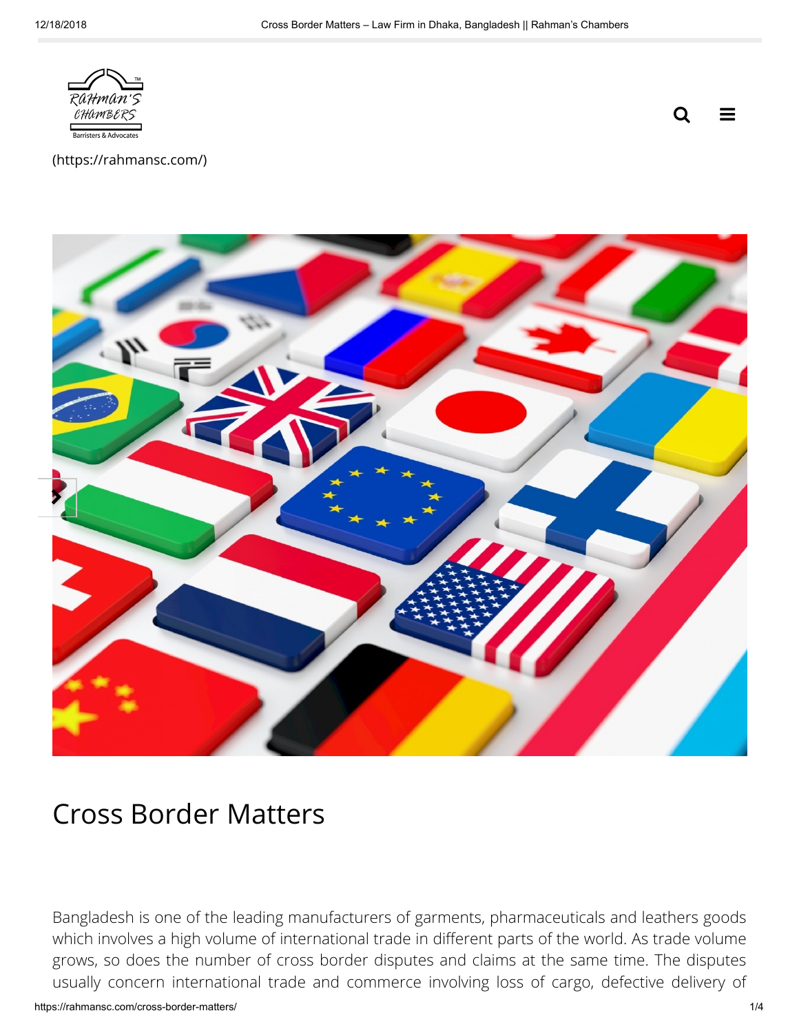(https://rahmansc.com/)

# Cross Border Matters

Bangladesh is one of the leading manufacturers of garments, pharmaceuticals and leathers goods which involves a high volume of international trade in different parts of the world. As trade volume grows, so does the number of cross border disputes and claims at the same time. The disputes usually concern international trade and commerce involving loss of cargo, defective delivery of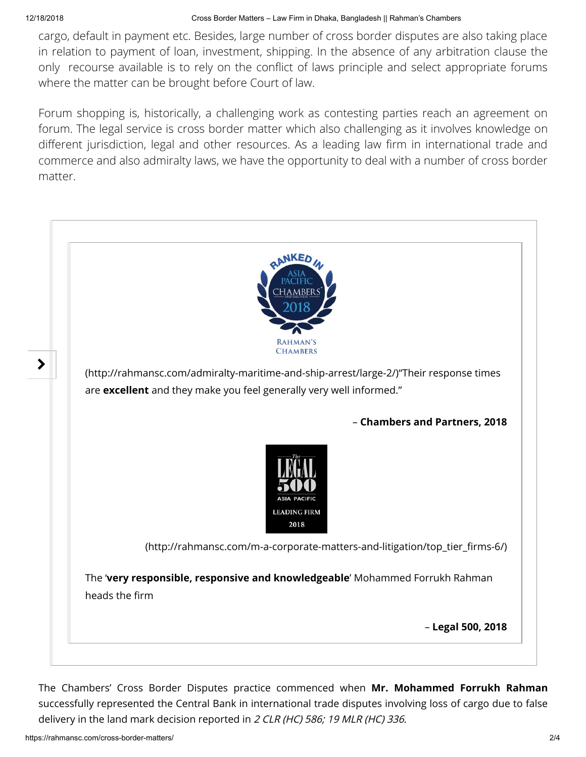cargo, default in payment etc. Besides, large number of cross border disputes are also taking place in relation to payment of loan, investment, shipping. In the absence of any arbitration clause the only recourse available is to rely on the conflict of laws principle and select appropriate forums where the matter can be brought before Court of law.

Forum shopping is, historically, a challenging work as contesting parties reach an agreement on forum. The legal service is cross border matter which also challenging as it involves knowledge on different jurisdiction, legal and other resources. As a leading law firm in international trade and commerce and also admiralty laws, we have the opportunity to deal with a number of cross border matter.

RANKED IN ASIA PACIFIC CHAMBERS AND PARTNERS 2018 RAHMAN'S CHAMBERS

(http://rahmansc.com/admiralty-maritime-and-ship-arrest/large-2/)"Their response times are **excellent** and they make you feel generally very well informed."

– **Chambers and Partners, 2018**

The LEGAL 500 ASIA PACIFIC LEADING FIRM 2018

(http://rahmansc.com/m-a-corporate-matters-and-litigation/top_tier_firms-6/)

The '**very responsible, responsive and knowledgeable**' Mohammed Forrukh Rahman heads the firm

– **Legal 500, 2018**

The Chambers' Cross Border Disputes practice commenced when **Mr. Mohammed Forrukh Rahman** successfully represented the Central Bank in international trade disputes involving loss of cargo due to false delivery in the land mark decision reported in *2 CLR (HC) 586; 19 MLR (HC) 336*.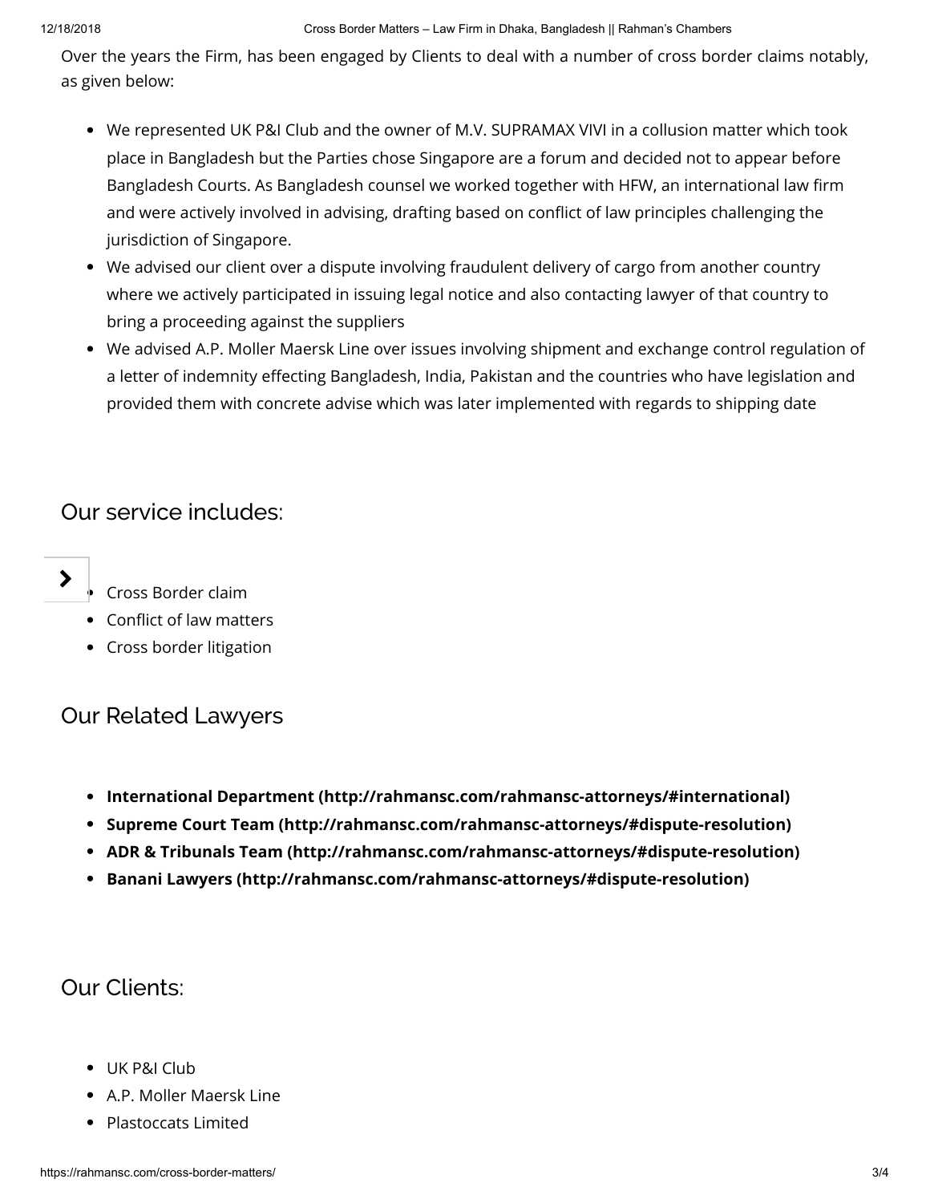Over the years the Firm, has been engaged by Clients to deal with a number of cross border claims notably, as given below:

- We represented UK P&I Club and the owner of M.V. SUPRAMAX VIVI in a collusion matter which took place in Bangladesh but the Parties chose Singapore are a forum and decided not to appear before Bangladesh Courts. As Bangladesh counsel we worked together with HFW, an international law firm and were actively involved in advising, drafting based on conflict of law principles challenging the jurisdiction of Singapore.
- We advised our client over a dispute involving fraudulent delivery of cargo from another country where we actively participated in issuing legal notice and also contacting lawyer of that country to bring a proceeding against the suppliers
- We advised A.P. Moller Maersk Line over issues involving shipment and exchange control regulation of a letter of indemnity effecting Bangladesh, India, Pakistan and the countries who have legislation and provided them with concrete advise which was later implemented with regards to shipping date

## Our service includes:

- Cross Border claim
- Conflict of law matters
- Cross border litigation

## Our Related Lawyers

- **International Department (http://rahmansc.com/rahmansc-attorneys/#international)**
- **Supreme Court Team (http://rahmansc.com/rahmansc-attorneys/#dispute-resolution)**
- **ADR & Tribunals Team (http://rahmansc.com/rahmansc-attorneys/#dispute-resolution)**
- **Banani Lawyers (http://rahmansc.com/rahmansc-attorneys/#dispute-resolution)**

## Our Clients:

- UK P&I Club
- A.P. Moller Maersk Line
- Plastoccats Limited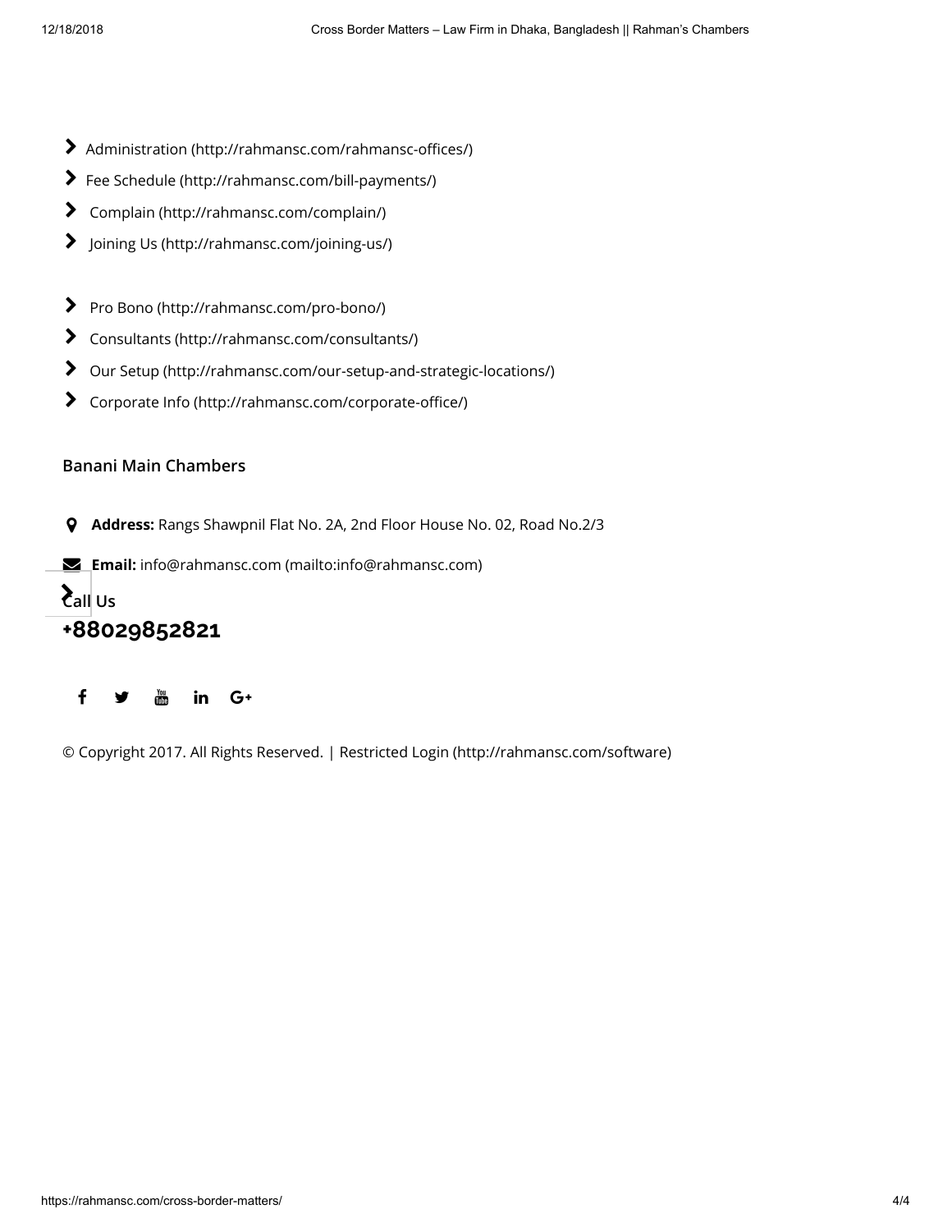- Administration (http://rahmansc.com/rahmansc-offices/)
- Fee Schedule (http://rahmansc.com/bill-payments/)
- Complain (http://rahmansc.com/complain/)
- Joining Us (http://rahmansc.com/joining-us/)

- Pro Bono (http://rahmansc.com/pro-bono/)
- Consultants (http://rahmansc.com/consultants/)
- Our Setup (http://rahmansc.com/our-setup-and-strategic-locations/)
- Corporate Info (http://rahmansc.com/corporate-office/)

**Banani Main Chambers**

**Address:** Rangs Shawpnil Flat No. 2A, 2nd Floor House No. 02, Road No.2/3

**Email:** info@rahmansc.com (mailto:info@rahmansc.com)

Call Us

**+88029852821**

© Copyright 2017. All Rights Reserved. | Restricted Login (http://rahmansc.com/software)